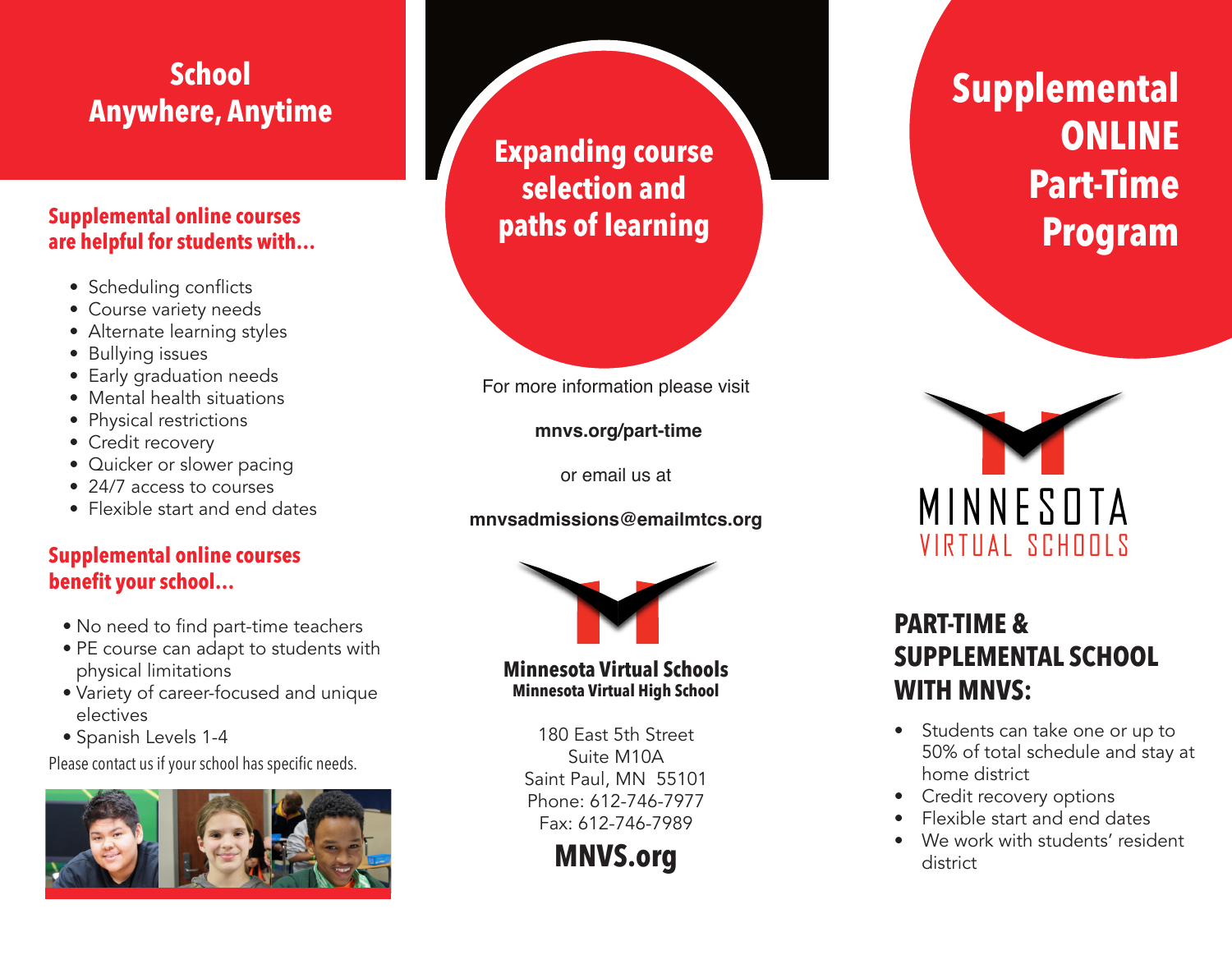# School Anywhere, Anytime

## Supplemental online courses are helpful for students with...

- Scheduling conflicts
- Course variety needs
- Alternate learning styles
- Bullying issues
- Early graduation needs
- Mental health situations
- Physical restrictions
- Credit recovery
- Quicker or slower pacing
- 24/7 access to courses
- Flexible start and end dates

## Supplemental online courses benefit your school...

- No need to find part-time teachers
- PE course can adapt to students with physical limitations
- Variety of career-focused and unique electives
- Spanish Levels 1-4

Please contact us if your school has specific needs.

# Expanding course selection and paths of learning

For more information please visit

**mnvs.org/part-time**

or email us at

**mnvsadmissions@emailmtcs.org**

**Minnesota Virtual Schools**
**Minnesota Virtual High School**

180 East 5th Street
Suite M10A
Saint Paul, MN 55101
Phone: 612-746-7977
Fax: 612-746-7989

**MNVS.org**

# Supplemental ONLINE Part-Time Program

MINNESOTA
VIRTUAL SCHOOLS

## PART-TIME & SUPPLEMENTAL SCHOOL WITH MNVS:

- Students can take one or up to 50% of total schedule and stay at home district
- Credit recovery options
- Flexible start and end dates
- We work with students' resident district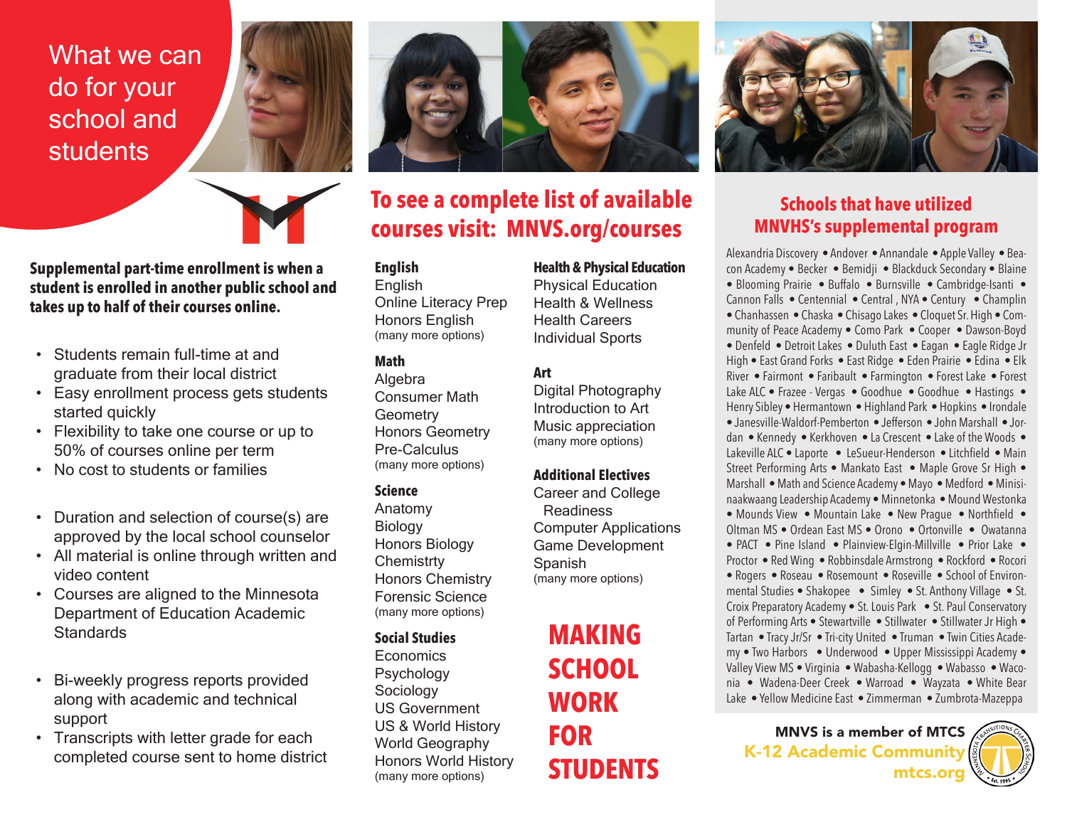# What we can do for your school and students

**Supplemental part-time enrollment is when a student is enrolled in another public school and takes up to half of their courses online.**

- Students remain full-time at and graduate from their local district
- Easy enrollment process gets students started quickly
- Flexibility to take one course or up to 50% of courses online per term
- No cost to students or families

- Duration and selection of course(s) are approved by the local school counselor
- All material is online through written and video content
- Courses are aligned to the Minnesota Department of Education Academic Standards

- Bi-weekly progress reports provided along with academic and technical support
- Transcripts with letter grade for each completed course sent to home district

## To see a complete list of available courses visit: MNVS.org/courses

**English**
English
Online Literacy Prep
Honors English
(many more options)

**Math**
Algebra
Consumer Math
Geometry
Honors Geometry
Pre-Calculus
(many more options)

**Science**
Anatomy
Biology
Honors Biology
Chemistrty
Honors Chemistry
Forensic Science
(many more options)

**Social Studies**
Economics
Psychology
Sociology
US Government
US & World History
World Geography
Honors World History
(many more options)

**Health & Physical Education**
Physical Education
Health & Wellness
Health Careers
Individual Sports

**Art**
Digital Photography
Introduction to Art
Music appreciation
(many more options)

**Additional Electives**
Career and College Readiness
Computer Applications
Game Development
Spanish
(many more options)

**MAKING SCHOOL WORK FOR STUDENTS**

## Schools that have utilized MNVHS's supplemental program

Alexandria Discovery • Andover • Annandale • Apple Valley • Beacon Academy • Becker • Bemidji • Blackduck Secondary • Blaine • Blooming Prairie • Buffalo • Burnsville • Cambridge-Isanti • Cannon Falls • Centennial • Central , NYA • Century • Champlin • Chanhassen • Chaska • Chisago Lakes • Cloquet Sr. High • Community of Peace Academy • Como Park • Cooper • Dawson-Boyd • Denfeld • Detroit Lakes • Duluth East • Eagan • Eagle Ridge Jr High • East Grand Forks • East Ridge • Eden Prairie • Edina • Elk River • Fairmont • Faribault • Farmington • Forest Lake • Forest Lake ALC • Frazee - Vergas • Goodhue • Goodhue • Hastings • Henry Sibley • Hermantown • Highland Park • Hopkins • Irondale • Janesville-Waldorf-Pemberton • Jefferson • John Marshall • Jordan • Kennedy • Kerkhoven • La Crescent • Lake of the Woods • Lakeville ALC • Laporte • LeSueur-Henderson • Litchfield • Main Street Performing Arts • Mankato East • Maple Grove Sr High • Marshall • Math and Science Academy • Mayo • Medford • Minisinaakwaang Leadership Academy • Minnetonka • Mound Westonka • Mounds View • Mountain Lake • New Prague • Northfield • Oltman MS • Ordean East MS • Orono • Ortonville • Owatanna • PACT • Pine Island • Plainview-Elgin-Millville • Prior Lake • Proctor • Red Wing • Robbinsdale Armstrong • Rockford • Rocori • Rogers • Roseau • Rosemount • Roseville • School of Environmental Studies • Shakopee • Simley • St. Anthony Village • St. Croix Preparatory Academy • St. Louis Park • St. Paul Conservatory of Performing Arts • Stewartville • Stillwater • Stillwater Jr High • Tartan • Tracy Jr/Sr • Tri-city United • Truman • Twin Cities Academy • Two Harbors • Underwood • Upper Mississippi Academy • Valley View MS • Virginia • Wabasha-Kellogg • Wabasso • Waconia • Wadena-Deer Creek • Warroad • Wayzata • White Bear Lake • Yellow Medicine East • Zimmerman • Zumbrota-Mazeppa

**MNVS is a member of MTCS**
K-12 Academic Community
mtcs.org